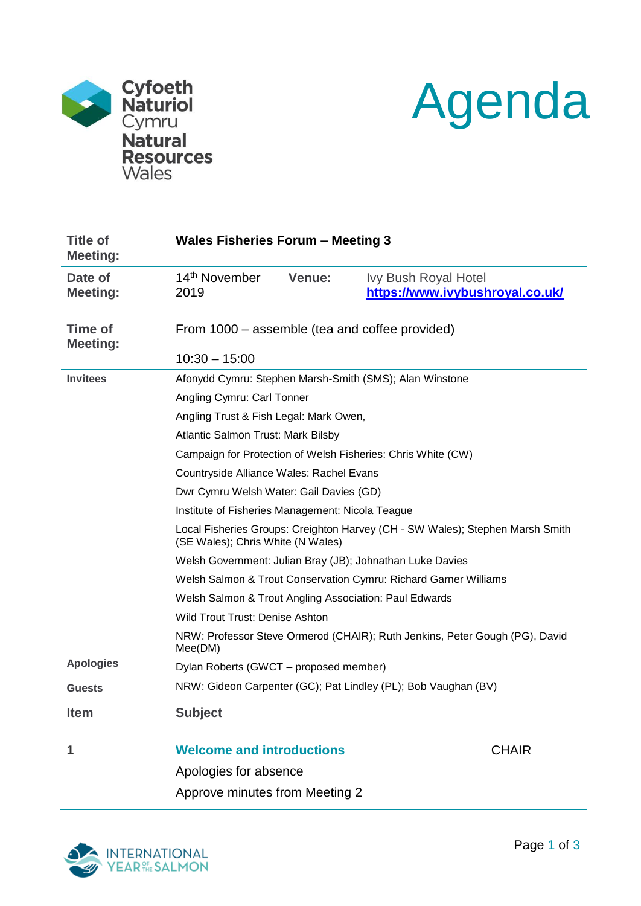Cyfoeth Naturiol Cymru
Natural Resources Wales

# Agenda

| | | | |
|---|---|---|---|
| **Title of Meeting:** | **Wales Fisheries Forum – Meeting 3** | | |
| **Date of Meeting:** | 14th November 2019 | **Venue:** | Ivy Bush Royal Hotel **https://www.ivybushroyal.co.uk/** |
| **Time of Meeting:** | From 1000 – assemble (tea and coffee provided)<br><br>10:30 – 15:00 | | |
| **Invitees** | Afonydd Cymru: Stephen Marsh-Smith (SMS); Alan Winstone<br>Angling Cymru: Carl Tonner<br>Angling Trust & Fish Legal: Mark Owen,<br>Atlantic Salmon Trust: Mark Bilsby<br>Campaign for Protection of Welsh Fisheries: Chris White (CW)<br>Countryside Alliance Wales: Rachel Evans<br>Dwr Cymru Welsh Water: Gail Davies (GD)<br>Institute of Fisheries Management: Nicola Teague<br>Local Fisheries Groups: Creighton Harvey (CH - SW Wales); Stephen Marsh Smith (SE Wales); Chris White (N Wales)<br>Welsh Government: Julian Bray (JB); Johnathan Luke Davies<br>Welsh Salmon & Trout Conservation Cymru: Richard Garner Williams<br>Welsh Salmon & Trout Angling Association: Paul Edwards<br>Wild Trout Trust: Denise Ashton<br>NRW: Professor Steve Ormerod (CHAIR); Ruth Jenkins, Peter Gough (PG), David Mee(DM) | | |
| **Apologies** | Dylan Roberts (GWCT – proposed member) | | |
| **Guests** | NRW: Gideon Carpenter (GC); Pat Lindley (PL); Bob Vaughan (BV) | | |

| **Item** | **Subject** | |
|---|---|---|
| **1** | **Welcome and introductions**<br>Apologies for absence<br>Approve minutes from Meeting 2 | CHAIR |

INTERNATIONAL YEAR OF THE SALMON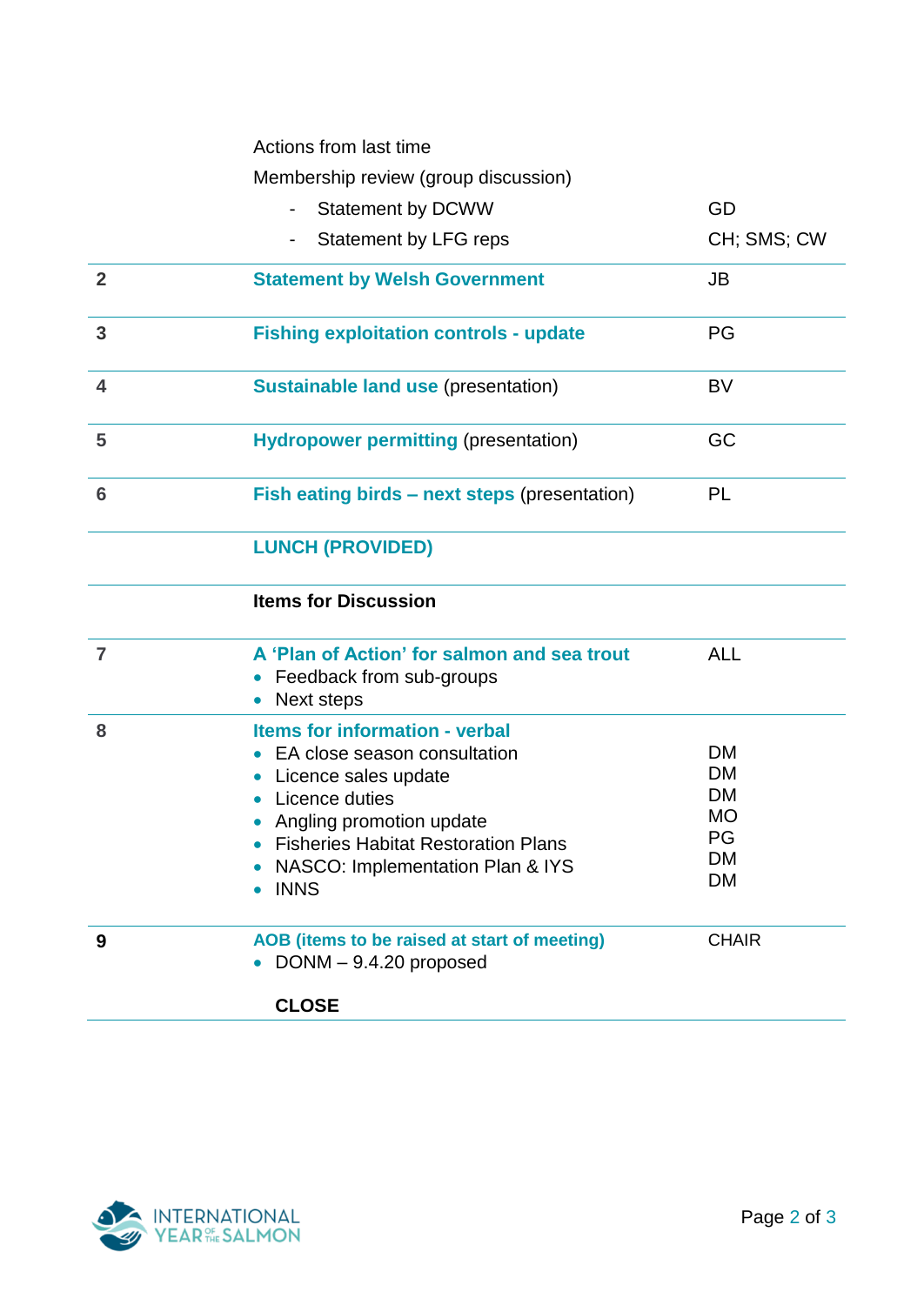| | | |
|---|---|---|
| | Actions from last time<br>Membership review (group discussion)<br>- Statement by DCWW<br>- Statement by LFG reps | <br><br>GD<br>CH; SMS; CW |
| **2** | **Statement by Welsh Government** | JB |
| **3** | **Fishing exploitation controls - update** | PG |
| **4** | **Sustainable land use** (presentation) | BV |
| **5** | **Hydropower permitting** (presentation) | GC |
| **6** | **Fish eating birds – next steps** (presentation) | PL |
| | **LUNCH (PROVIDED)** | |
| | **Items for Discussion** | |
| **7** | **A 'Plan of Action' for salmon and sea trout**<br>• Feedback from sub-groups<br>• Next steps | ALL |
| **8** | **Items for information - verbal**<br>• EA close season consultation<br>• Licence sales update<br>• Licence duties<br>• Angling promotion update<br>• Fisheries Habitat Restoration Plans<br>• NASCO: Implementation Plan & IYS<br>• INNS | <br>DM<br>DM<br>DM<br>MO<br>PG<br>DM<br>DM |
| **9** | **AOB (items to be raised at start of meeting)**<br>• DONM – 9.4.20 proposed<br><br>**CLOSE** | CHAIR |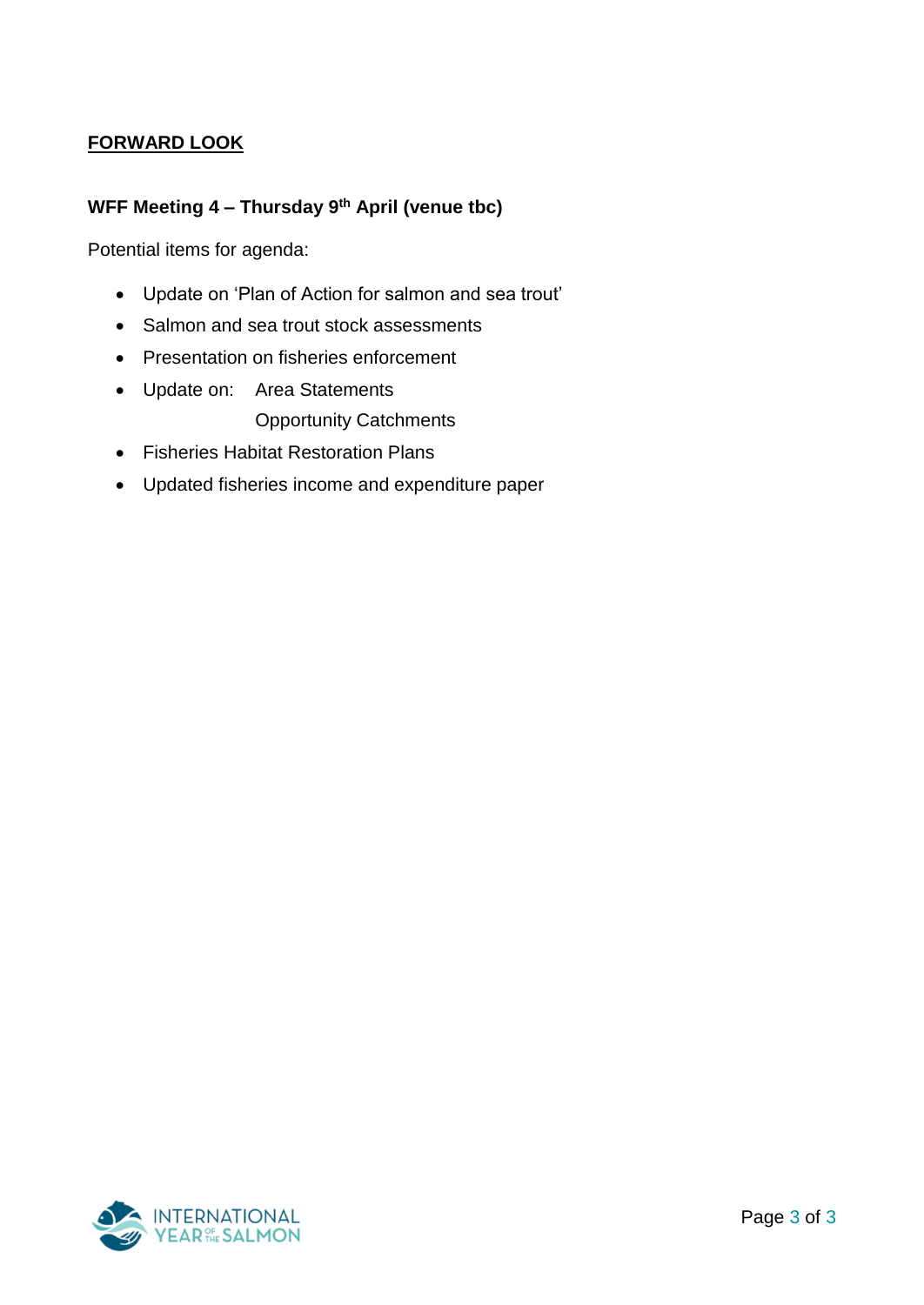## FORWARD LOOK

### WFF Meeting 4 – Thursday 9th April (venue tbc)

Potential items for agenda:

- Update on 'Plan of Action for salmon and sea trout'
- Salmon and sea trout stock assessments
- Presentation on fisheries enforcement
- Update on: Area Statements
  Opportunity Catchments
- Fisheries Habitat Restoration Plans
- Updated fisheries income and expenditure paper